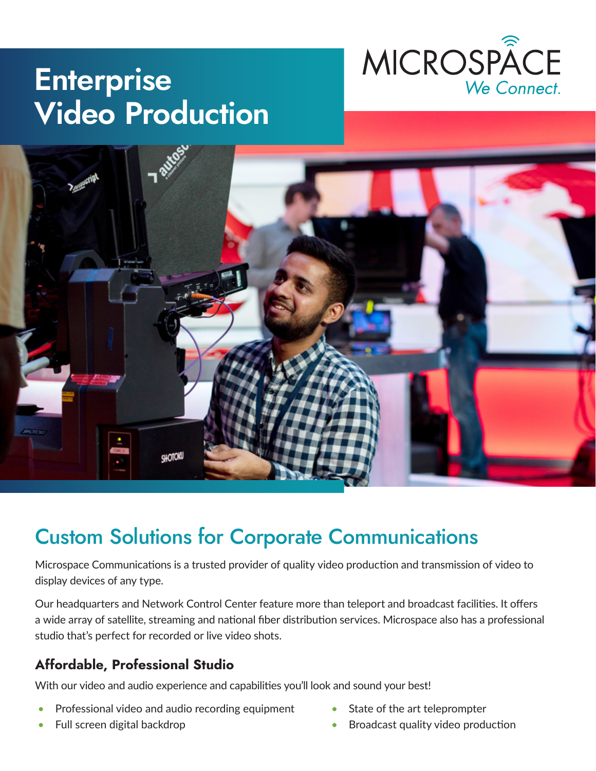# Enterprise Video Production

MICROSPACE
We Connect.

## Custom Solutions for Corporate Communications

Microspace Communications is a trusted provider of quality video production and transmission of video to display devices of any type.

Our headquarters and Network Control Center feature more than teleport and broadcast facilities. It offers a wide array of satellite, streaming and national fiber distribution services. Microspace also has a professional studio that's perfect for recorded or live video shots.

### Affordable, Professional Studio

With our video and audio experience and capabilities you'll look and sound your best!

- Professional video and audio recording equipment
- Full screen digital backdrop
- State of the art teleprompter
- Broadcast quality video production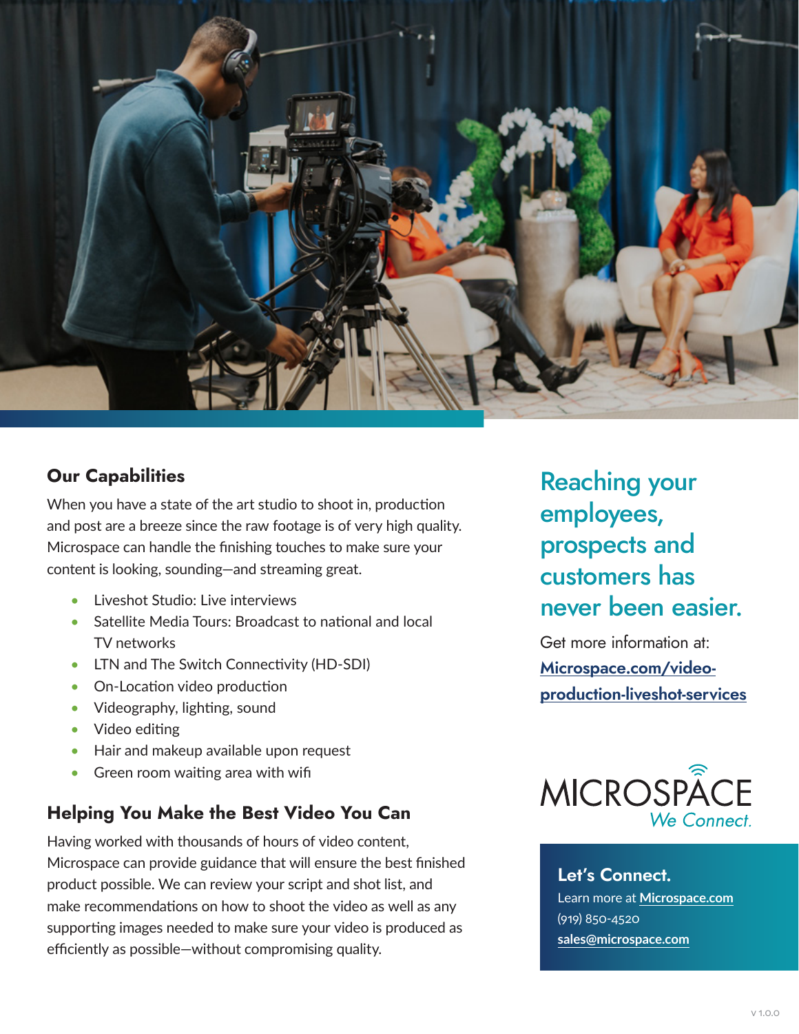## Our Capabilities

When you have a state of the art studio to shoot in, production and post are a breeze since the raw footage is of very high quality. Microspace can handle the finishing touches to make sure your content is looking, sounding—and streaming great.

- Liveshot Studio: Live interviews
- Satellite Media Tours: Broadcast to national and local TV networks
- LTN and The Switch Connectivity (HD-SDI)
- On-Location video production
- Videography, lighting, sound
- Video editing
- Hair and makeup available upon request
- Green room waiting area with wifi

## Helping You Make the Best Video You Can

Having worked with thousands of hours of video content, Microspace can provide guidance that will ensure the best finished product possible. We can review your script and shot list, and make recommendations on how to shoot the video as well as any supporting images needed to make sure your video is produced as efficiently as possible—without compromising quality.

## Reaching your employees, prospects and customers has never been easier.

Get more information at: **Microspace.com/video-production-liveshot-services**

MICROSPACE

*We Connect.*

### Let's Connect.

Learn more at **Microspace.com**

(919) 850-4520

**sales@microspace.com**

v 1.0.0